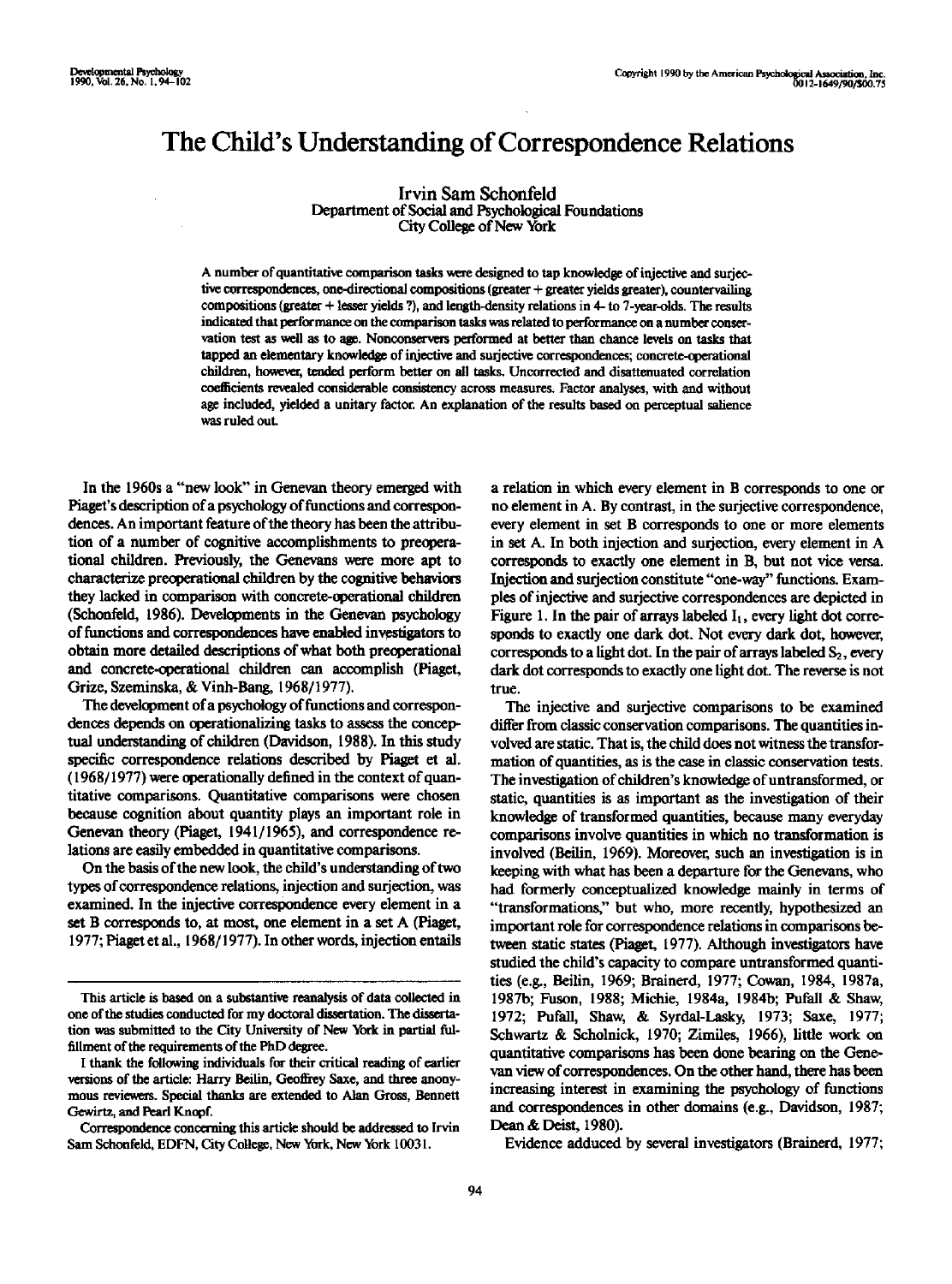# The Child's Understanding of Correspondence Relations

Irvin Sam Schonfeld
Department of Social and Psychological Foundations
City College of New York

A number of quantitative comparison tasks were designed to tap knowledge of injective and surjective correspondences, one-directional compositions (greater + greater yields greater), countervailing compositions (greater + lesser yields ?), and length-density relations in 4- to 7-year-olds. The results indicated that performance on the comparison tasks was related to performance on a number conservation test as well as to age. Nonconservers performed at better than chance levels on tasks that tapped an elementary knowledge of injective and surjective correspondences; concrete-operational children, however, tended perform better on all tasks. Uncorrected and disattenuated correlation coefficients revealed considerable consistency across measures. Factor analyses, with and without age included, yielded a unitary factor. An explanation of the results based on perceptual salience was ruled out.

In the 1960s a "new look" in Genevan theory emerged with Piaget's description of a psychology of functions and correspondences. An important feature of the theory has been the attribution of a number of cognitive accomplishments to preoperational children. Previously, the Genevans were more apt to characterize preoperational children by the cognitive behaviors they lacked in comparison with concrete-operational children (Schonfeld, 1986). Developments in the Genevan psychology of functions and correspondences have enabled investigators to obtain more detailed descriptions of what both preoperational and concrete-operational children can accomplish (Piaget, Grize, Szeminska, & Vinh-Bang, 1968/1977).

The development of a psychology of functions and correspondences depends on operationalizing tasks to assess the conceptual understanding of children (Davidson, 1988). In this study specific correspondence relations described by Piaget et al. (1968/1977) were operationally defined in the context of quantitative comparisons. Quantitative comparisons were chosen because cognition about quantity plays an important role in Genevan theory (Piaget, 1941/1965), and correspondence relations are easily embedded in quantitative comparisons.

On the basis of the new look, the child's understanding of two types of correspondence relations, injection and surjection, was examined. In the injective correspondence every element in a set B corresponds to, at most, one element in a set A (Piaget, 1977; Piaget et al., 1968/1977). In other words, injection entails a relation in which every element in B corresponds to one or no element in A. By contrast, in the surjective correspondence, every element in set B corresponds to one or more elements in set A. In both injection and surjection, every element in A corresponds to exactly one element in B, but not vice versa. Injection and surjection constitute "one-way" functions. Examples of injective and surjective correspondences are depicted in Figure 1. In the pair of arrays labeled $I_1$, every light dot corresponds to exactly one dark dot. Not every dark dot, however, corresponds to a light dot. In the pair of arrays labeled $S_2$, every dark dot corresponds to exactly one light dot. The reverse is not true.

The injective and surjective comparisons to be examined differ from classic conservation comparisons. The quantities involved are static. That is, the child does not witness the transformation of quantities, as is the case in classic conservation tests. The investigation of children's knowledge of untransformed, or static, quantities is as important as the investigation of their knowledge of transformed quantities, because many everyday comparisons involve quantities in which no transformation is involved (Beilin, 1969). Moreover, such an investigation is in keeping with what has been a departure for the Genevans, who had formerly conceptualized knowledge mainly in terms of "transformations," but who, more recently, hypothesized an important role for correspondence relations in comparisons between static states (Piaget, 1977). Although investigators have studied the child's capacity to compare untransformed quantities (e.g., Beilin, 1969; Brainerd, 1977; Cowan, 1984, 1987a, 1987b; Fuson, 1988; Michie, 1984a, 1984b; Pufall & Shaw, 1972; Pufall, Shaw, & Syrdal-Lasky, 1973; Saxe, 1977; Schwartz & Scholnick, 1970; Zimiles, 1966), little work on quantitative comparisons has been done bearing on the Genevan view of correspondences. On the other hand, there has been increasing interest in examining the psychology of functions and correspondences in other domains (e.g., Davidson, 1987; Dean & Deist, 1980).

Evidence adduced by several investigators (Brainerd, 1977;

---

This article is based on a substantive reanalysis of data collected in one of the studies conducted for my doctoral dissertation. The dissertation was submitted to the City University of New York in partial fulfillment of the requirements of the PhD degree.

I thank the following individuals for their critical reading of earlier versions of the article: Harry Beilin, Geoffrey Saxe, and three anonymous reviewers. Special thanks are extended to Alan Gross, Bennett Gewirtz, and Pearl Knopf.

Correspondence concerning this article should be addressed to Irvin Sam Schonfeld, EDFN, City College, New York, New York 10031.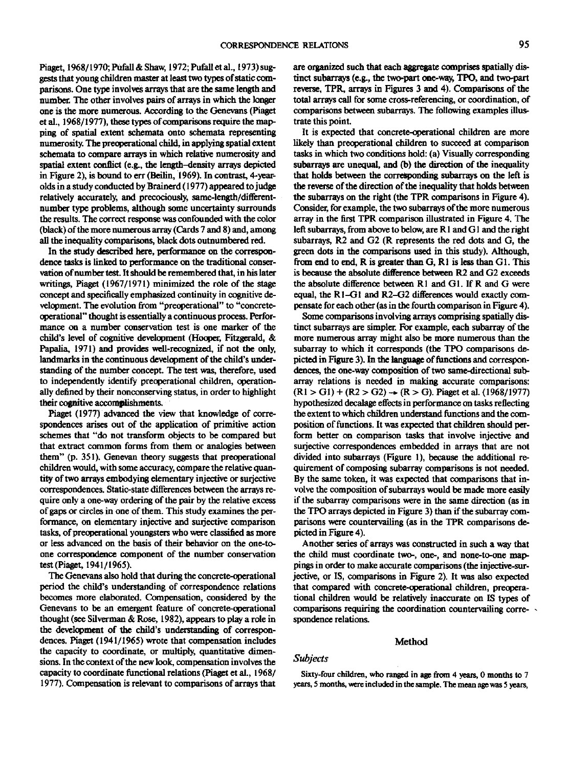Piaget, 1968/1970; Pufall & Shaw, 1972; Pufall et al., 1973) suggests that young children master at least two types of static comparisons. One type involves arrays that are the same length and number. The other involves pairs of arrays in which the longer one is the more numerous. According to the Genevans (Piaget et al., 1968/1977), these types of comparisons require the mapping of spatial extent schemata onto schemata representing numerosity. The preoperational child, in applying spatial extent schemata to compare arrays in which relative numerosity and spatial extent conflict (e.g., the length–density arrays depicted in Figure 2), is bound to err (Beilin, 1969). In contrast, 4-year-olds in a study conducted by Brainerd (1977) appeared to judge relatively accurately, and precociously, same-length/different-number type problems, although some uncertainty surrounds the results. The correct response was confounded with the color (black) of the more numerous array (Cards 7 and 8) and, among all the inequality comparisons, black dots outnumbered red.

In the study described here, performance on the correspondence tasks is linked to performance on the traditional conservation of number test. It should be remembered that, in his later writings, Piaget (1967/1971) minimized the role of the stage concept and specifically emphasized continuity in cognitive development. The evolution from "preoperational" to "concrete-operational" thought is essentially a continuous process. Performance on a number conservation test is one marker of the child's level of cognitive development (Hooper, Fitzgerald, & Papalia, 1971) and provides well-recognized, if not the only, landmarks in the continuous development of the child's understanding of the number concept. The test was, therefore, used to independently identify preoperational children, operationally defined by their nonconserving status, in order to highlight their cognitive accomplishments.

Piaget (1977) advanced the view that knowledge of correspondences arises out of the application of primitive action schemes that "do not transform objects to be compared but that extract common forms from them or analogies between them" (p. 351). Genevan theory suggests that preoperational children would, with some accuracy, compare the relative quantity of two arrays embodying elementary injective or surjective correspondences. Static-state differences between the arrays require only a one-way ordering of the pair by the relative excess of gaps or circles in one of them. This study examines the performance, on elementary injective and surjective comparison tasks, of preoperational youngsters who were classified as more or less advanced on the basis of their behavior on the one-to-one correspondence component of the number conservation test (Piaget, 1941/1965).

The Genevans also hold that during the concrete-operational period the child's understanding of correspondence relations becomes more elaborated. Compensation, considered by the Genevans to be an emergent feature of concrete-operational thought (see Silverman & Rose, 1982), appears to play a role in the development of the child's understanding of correspondences. Piaget (1941/1965) wrote that compensation includes the capacity to coordinate, or multiply, quantitative dimensions. In the context of the new look, compensation involves the capacity to coordinate functional relations (Piaget et al., 1968/1977). Compensation is relevant to comparisons of arrays that are organized such that each aggregate comprises spatially distinct subarrays (e.g., the two-part one-way, TPO, and two-part reverse, TPR, arrays in Figures 3 and 4). Comparisons of the total arrays call for some cross-referencing, or coordination, of comparisons between subarrays. The following examples illustrate this point.

It is expected that concrete-operational children are more likely than preoperational children to succeed at comparison tasks in which two conditions hold: (a) Visually corresponding subarrays are unequal, and (b) the direction of the inequality that holds between the corresponding subarrays on the left is the reverse of the direction of the inequality that holds between the subarrays on the right (the TPR comparisons in Figure 4). Consider, for example, the two subarrays of the more numerous array in the first TPR comparison illustrated in Figure 4. The left subarrays, from above to below, are R1 and G1 and the right subarrays, R2 and G2 (R represents the red dots and G, the green dots in the comparisons used in this study). Although, from end to end, R is greater than G, R1 is less than G1. This is because the absolute difference between R2 and G2 exceeds the absolute difference between R1 and G1. If R and G were equal, the R1–G1 and R2–G2 differences would exactly compensate for each other (as in the fourth comparison in Figure 4).

Some comparisons involving arrays comprising spatially distinct subarrays are simpler. For example, each subarray of the more numerous array might also be more numerous than the subarray to which it corresponds (the TPO comparisons depicted in Figure 3). In the language of functions and correspondences, the one-way composition of two same-directional subarray relations is needed in making accurate comparisons: $(R1 > G1) + (R2 > G2) \rightarrow (R > G)$. Piaget et al. (1968/1977) hypothesized decalage effects in performance on tasks reflecting the extent to which children understand functions and the composition of functions. It was expected that children should perform better on comparison tasks that involve injective and surjective correspondences embedded in arrays that are not divided into subarrays (Figure 1), because the additional requirement of composing subarray comparisons is not needed. By the same token, it was expected that comparisons that involve the composition of subarrays would be made more easily if the subarray comparisons were in the same direction (as in the TPO arrays depicted in Figure 3) than if the subarray comparisons were countervailing (as in the TPR comparisons depicted in Figure 4).

Another series of arrays was constructed in such a way that the child must coordinate two-, one-, and none-to-one mappings in order to make accurate comparisons (the injective-surjective, or IS, comparisons in Figure 2). It was also expected that compared with concrete-operational children, preoperational children would be relatively inaccurate on IS types of comparisons requiring the coordination countervailing correspondence relations.

## Method

### *Subjects*

Sixty-four children, who ranged in age from 4 years, 0 months to 7 years, 5 months, were included in the sample. The mean age was 5 years,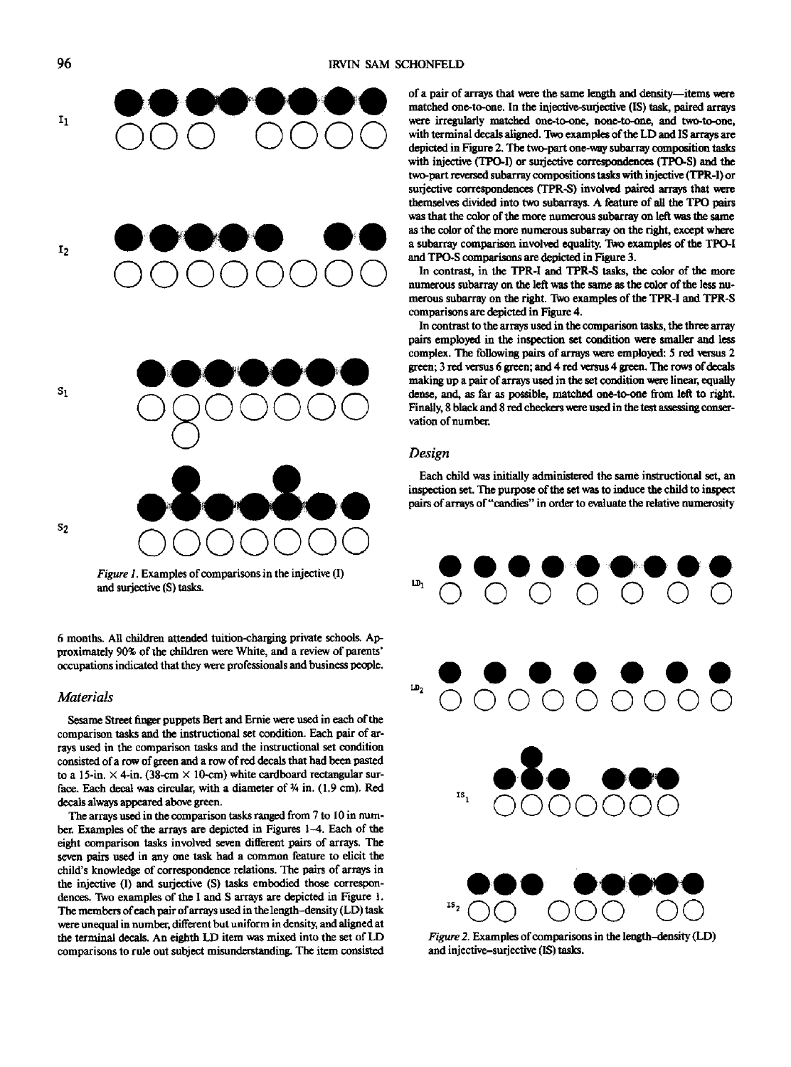*Figure 1.* Examples of comparisons in the injective (I) and surjective (S) tasks.

6 months. All children attended tuition-charging private schools. Approximately 90% of the children were White, and a review of parents' occupations indicated that they were professionals and business people.

## *Materials*

Sesame Street finger puppets Bert and Ernie were used in each of the comparison tasks and the instructional set condition. Each pair of arrays used in the comparison tasks and the instructional set condition consisted of a row of green and a row of red decals that had been pasted to a 15-in. × 4-in. (38-cm × 10-cm) white cardboard rectangular surface. Each decal was circular, with a diameter of ¾ in. (1.9 cm). Red decals always appeared above green.

The arrays used in the comparison tasks ranged from 7 to 10 in number. Examples of the arrays are depicted in Figures 1–4. Each of the eight comparison tasks involved seven different pairs of arrays. The seven pairs used in any one task had a common feature to elicit the child's knowledge of correspondence relations. The pairs of arrays in the injective (I) and surjective (S) tasks embodied those correspondences. Two examples of the I and S arrays are depicted in Figure 1. The members of each pair of arrays used in the length–density (LD) task were unequal in number, different but uniform in density, and aligned at the terminal decals. An eighth LD item was mixed into the set of LD comparisons to rule out subject misunderstanding. The item consisted of a pair of arrays that were the same length and density—items were matched one-to-one. In the injective-surjective (IS) task, paired arrays were irregularly matched one-to-one, none-to-one, and two-to-one, with terminal decals aligned. Two examples of the LD and IS arrays are depicted in Figure 2. The two-part one-way subarray composition tasks with injective (TPO-I) or surjective correspondences (TPO-S) and the two-part reversed subarray compositions tasks with injective (TPR-I) or surjective correspondences (TPR-S) involved paired arrays that were themselves divided into two subarrays. A feature of all the TPO pairs was that the color of the more numerous subarray on left was the same as the color of the more numerous subarray on the right, except where a subarray comparison involved equality. Two examples of the TPO-I and TPO-S comparisons are depicted in Figure 3.

In contrast, in the TPR-I and TPR-S tasks, the color of the more numerous subarray on the left was the same as the color of the less numerous subarray on the right. Two examples of the TPR-I and TPR-S comparisons are depicted in Figure 4.

In contrast to the arrays used in the comparison tasks, the three array pairs employed in the inspection set condition were smaller and less complex. The following pairs of arrays were employed: 5 red versus 2 green; 3 red versus 6 green; and 4 red versus 4 green. The rows of decals making up a pair of arrays used in the set condition were linear, equally dense, and, as far as possible, matched one-to-one from left to right. Finally, 8 black and 8 red checkers were used in the test assessing conservation of number.

## *Design*

Each child was initially administered the same instructional set, an inspection set. The purpose of the set was to induce the child to inspect pairs of arrays of "candies" in order to evaluate the relative numerosity

*Figure 2.* Examples of comparisons in the length–density (LD) and injective–surjective (IS) tasks.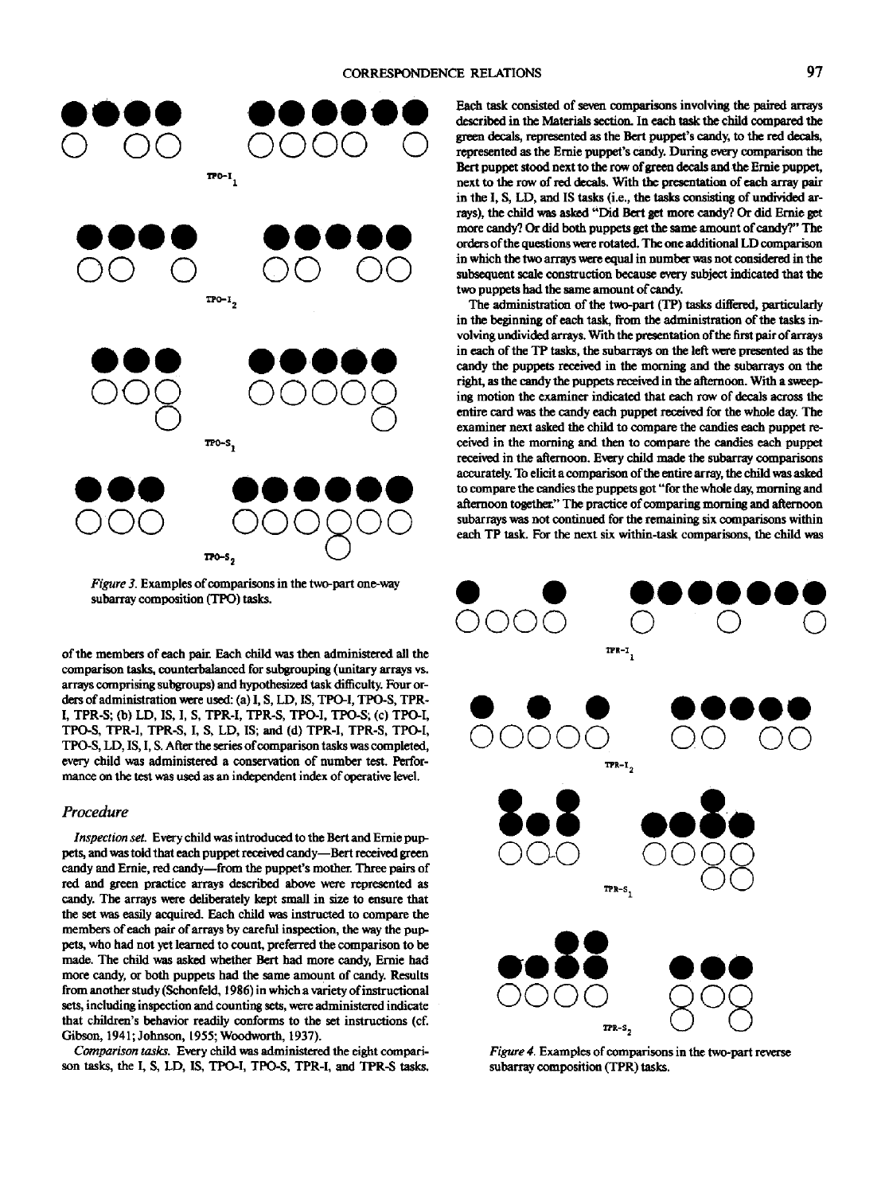TPO-$I_1$

TPO-$I_2$

TPO-$S_1$

TPO-$S_2$

*Figure 3.* Examples of comparisons in the two-part one-way subarray composition (TPO) tasks.

of the members of each pair. Each child was then administered all the comparison tasks, counterbalanced for subgrouping (unitary arrays vs. arrays comprising subgroups) and hypothesized task difficulty. Four orders of administration were used: (a) I, S, LD, IS, TPO-I, TPO-S, TPR-I, TPR-S; (b) LD, IS, I, S, TPR-I, TPR-S, TPO-I, TPO-S; (c) TPO-I, TPO-S, TPR-I, TPR-S, I, S, LD, IS; and (d) TPR-I, TPR-S, TPO-I, TPO-S, LD, IS, I, S. After the series of comparison tasks was completed, every child was administered a conservation of number test. Performance on the test was used as an independent index of operative level.

## Procedure

*Inspection set.* Every child was introduced to the Bert and Ernie puppets, and was told that each puppet received candy—Bert received green candy and Ernie, red candy—from the puppet's mother. Three pairs of red and green practice arrays described above were represented as candy. The arrays were deliberately kept small in size to ensure that the set was easily acquired. Each child was instructed to compare the members of each pair of arrays by careful inspection, the way the puppets, who had not yet learned to count, preferred the comparison to be made. The child was asked whether Bert had more candy, Ernie had more candy, or both puppets had the same amount of candy. Results from another study (Schonfeld, 1986) in which a variety of instructional sets, including inspection and counting sets, were administered indicate that children's behavior readily conforms to the set instructions (cf. Gibson, 1941; Johnson, 1955; Woodworth, 1937).

*Comparison tasks.* Every child was administered the eight comparison tasks, the I, S, LD, IS, TPO-I, TPO-S, TPR-I, and TPR-S tasks. Each task consisted of seven comparisons involving the paired arrays described in the Materials section. In each task the child compared the green decals, represented as the Bert puppet's candy, to the red decals, represented as the Ernie puppet's candy. During every comparison the Bert puppet stood next to the row of green decals and the Ernie puppet, next to the row of red decals. With the presentation of each array pair in the I, S, LD, and IS tasks (i.e., the tasks consisting of undivided arrays), the child was asked "Did Bert get more candy? Or did Ernie get more candy? Or did both puppets get the same amount of candy?" The orders of the questions were rotated. The one additional LD comparison in which the two arrays were equal in number was not considered in the subsequent scale construction because every subject indicated that the two puppets had the same amount of candy.

The administration of the two-part (TP) tasks differed, particularly in the beginning of each task, from the administration of the tasks involving undivided arrays. With the presentation of the first pair of arrays in each of the TP tasks, the subarrays on the left were presented as the candy the puppets received in the morning and the subarrays on the right, as the candy the puppets received in the afternoon. With a sweeping motion the examiner indicated that each row of decals across the entire card was the candy each puppet received for the whole day. The examiner next asked the child to compare the candies each puppet received in the morning and then to compare the candies each puppet received in the afternoon. Every child made the subarray comparisons accurately. To elicit a comparison of the entire array, the child was asked to compare the candies the puppets got "for the whole day, morning and afternoon together." The practice of comparing morning and afternoon subarrays was not continued for the remaining six comparisons within each TP task. For the next six within-task comparisons, the child was

TPR-$I_1$

TPR-$I_2$

TPR-$S_1$

TPR-$S_2$

*Figure 4.* Examples of comparisons in the two-part reverse subarray composition (TPR) tasks.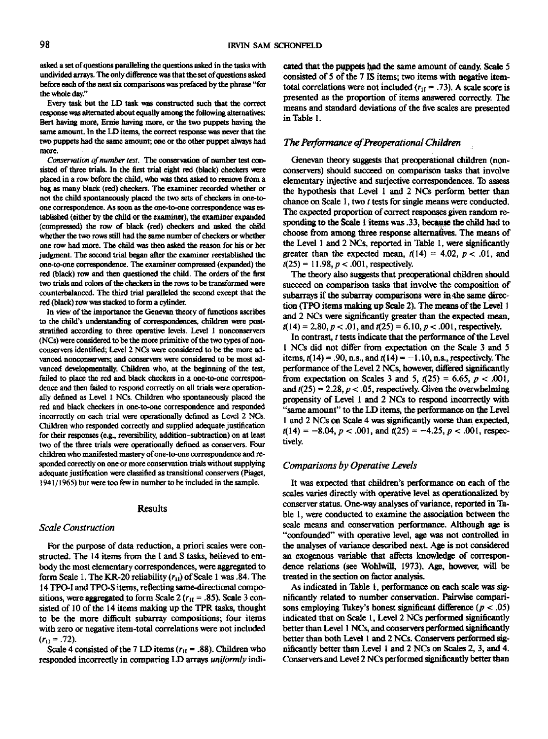asked a set of questions paralleling the questions asked in the tasks with undivided arrays. The only difference was that the set of questions asked before each of the next six comparisons was prefaced by the phrase "for the whole day."

Every task but the LD task was constructed such that the correct response was alternated about equally among the following alternatives: Bert having more, Ernie having more, or the two puppets having the same amount. In the LD items, the correct response was never that the two puppets had the same amount; one or the other puppet always had more.

*Conservation of number test.* The conservation of number test consisted of three trials. In the first trial eight red (black) checkers were placed in a row before the child, who was then asked to remove from a bag as many black (red) checkers. The examiner recorded whether or not the child spontaneously placed the two sets of checkers in one-to-one correspondence. As soon as the one-to-one correspondence was established (either by the child or the examiner), the examiner expanded (compressed) the row of black (red) checkers and asked the child whether the two rows still had the same number of checkers or whether one row had more. The child was then asked the reason for his or her judgment. The second trial began after the examiner reestablished the one-to-one correspondence. The examiner compressed (expanded) the red (black) row and then questioned the child. The orders of the first two trials and colors of the checkers in the rows to be transformed were counterbalanced. The third trial paralleled the second except that the red (black) row was stacked to form a cylinder.

In view of the importance the Genevan theory of functions ascribes to the child's understanding of correspondences, children were post-stratified according to three operative levels. Level 1 nonconservers (NCs) were considered to be the more primitive of the two types of nonconservers identified; Level 2 NCs were considered to be the more advanced nonconservers; and conservers were considered to be most advanced developmentally. Children who, at the beginning of the test, failed to place the red and black checkers in a one-to-one correspondence and then failed to respond correctly on all trials were operationally defined as Level 1 NCs. Children who spontaneously placed the red and black checkers in one-to-one correspondence and responded incorrectly on each trial were operationally defined as Level 2 NCs. Children who responded correctly and supplied adequate justification for their responses (e.g., reversibility, addition–subtraction) on at least two of the three trials were operationally defined as conservers. Four children who manifested mastery of one-to-one correspondence and responded correctly on one or more conservation trials without supplying adequate justification were classified as transitional conservers (Piaget, 1941/1965) but were too few in number to be included in the sample.

## Results

### Scale Construction

For the purpose of data reduction, a priori scales were constructed. The 14 items from the I and S tasks, believed to embody the most elementary correspondences, were aggregated to form Scale 1. The KR-20 reliability ($r_{11}$) of Scale 1 was .84. The 14 TPO-I and TPO-S items, reflecting same-directional compositions, were aggregated to form Scale 2 ($r_{11}$ = .85). Scale 3 consisted of 10 of the 14 items making up the TPR tasks, thought to be the more difficult subarray compositions; four items with zero or negative item-total correlations were not included ($r_{11}$ = .72).

Scale 4 consisted of the 7 LD items ($r_{11}$ = .88). Children who responded incorrectly in comparing LD arrays *uniformly* indicated that the puppets had the same amount of candy. Scale 5 consisted of 5 of the 7 IS items; two items with negative item-total correlations were not included ($r_{11}$ = .73). A scale score is presented as the proportion of items answered correctly. The means and standard deviations of the five scales are presented in Table 1.

### The Performance of Preoperational Children

Genevan theory suggests that preoperational children (nonconservers) should succeed on comparison tasks that involve elementary injective and surjective correspondences. To assess the hypothesis that Level 1 and 2 NCs perform better than chance on Scale 1, two *t* tests for single means were conducted. The expected proportion of correct responses given random responding to the Scale 1 items was .33, because the child had to choose from among three response alternatives. The means of the Level 1 and 2 NCs, reported in Table 1, were significantly greater than the expected mean, $t(14)$ = 4.02, $p < .01$, and $t(25)$ = 11.98, $p < .001$, respectively.

The theory also suggests that preoperational children should succeed on comparison tasks that involve the composition of subarrays if the subarray comparisons were in the same direction (TPO items making up Scale 2). The means of the Level 1 and 2 NCs were significantly greater than the expected mean, $t(14)$ = 2.80, $p < .01$, and $t(25)$ = 6.10, $p < .001$, respectively.

In contrast, *t* tests indicate that the performance of the Level 1 NCs did not differ from expectation on the Scale 3 and 5 items, $t(14)$ = .90, n.s., and $t(14)$ = −1.10, n.s., respectively. The performance of the Level 2 NCs, however, differed significantly from expectation on Scales 3 and 5, $t(25)$ = 6.65, $p < .001$, and $t(25)$ = 2.28, $p < .05$, respectively. Given the overwhelming propensity of Level 1 and 2 NCs to respond incorrectly with "same amount" to the LD items, the performance on the Level 1 and 2 NCs on Scale 4 was significantly worse than expected, $t(14)$ = −8.04, $p < .001$, and $t(25)$ = −4.25, $p < .001$, respectively.

### Comparisons by Operative Levels

It was expected that children's performance on each of the scales varies directly with operative level as operationalized by conserver status. One-way analyses of variance, reported in Table 1, were conducted to examine the association between the scale means and conservation performance. Although age is "confounded" with operative level, age was not controlled in the analyses of variance described next. Age is not considered an exogenous variable that affects knowledge of correspondence relations (see Wohlwill, 1973). Age, however, will be treated in the section on factor analysis.

As indicated in Table 1, performance on each scale was significantly related to number conservation. Pairwise comparisons employing Tukey's honest significant difference ($p < .05$) indicated that on Scale 1, Level 2 NCs performed significantly better than Level 1 NCs, and conservers performed significantly better than both Level 1 and 2 NCs. Conservers performed significantly better than Level 1 and 2 NCs on Scales 2, 3, and 4. Conservers and Level 2 NCs performed significantly better than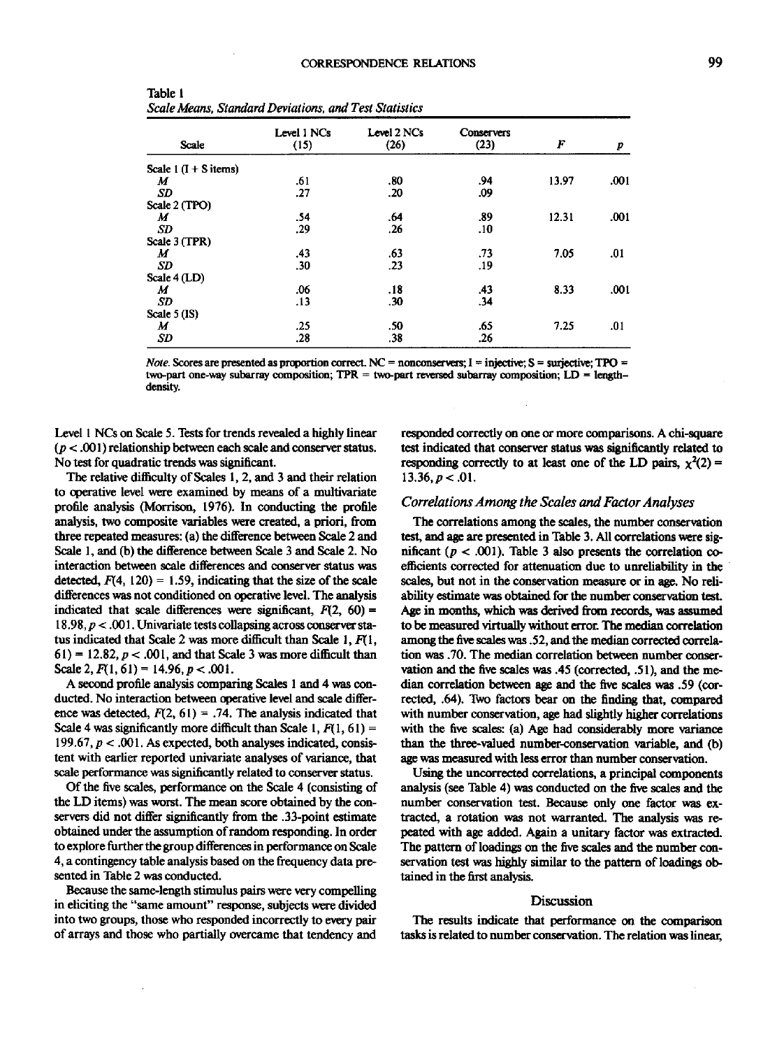Table 1
*Scale Means, Standard Deviations, and Test Statistics*

| Scale | Level 1 NCs (15) | Level 2 NCs (26) | Conservers (23) | *F* | *p* |
|---|---|---|---|---|---|
| Scale 1 (I + S items) | | | | | |
| *M* | .61 | .80 | .94 | 13.97 | .001 |
| *SD* | .27 | .20 | .09 | | |
| Scale 2 (TPO) | | | | | |
| *M* | .54 | .64 | .89 | 12.31 | .001 |
| *SD* | .29 | .26 | .10 | | |
| Scale 3 (TPR) | | | | | |
| *M* | .43 | .63 | .73 | 7.05 | .01 |
| *SD* | .30 | .23 | .19 | | |
| Scale 4 (LD) | | | | | |
| *M* | .06 | .18 | .43 | 8.33 | .001 |
| *SD* | .13 | .30 | .34 | | |
| Scale 5 (IS) | | | | | |
| *M* | .25 | .50 | .65 | 7.25 | .01 |
| *SD* | .28 | .38 | .26 | | |

*Note.* Scores are presented as proportion correct. NC = nonconservers; I = injective; S = surjective; TPO = two-part one-way subarray composition; TPR = two-part reversed subarray composition; LD = length–density.

Level 1 NCs on Scale 5. Tests for trends revealed a highly linear ($p < .001$) relationship between each scale and conserver status. No test for quadratic trends was significant.

The relative difficulty of Scales 1, 2, and 3 and their relation to operative level were examined by means of a multivariate profile analysis (Morrison, 1976). In conducting the profile analysis, two composite variables were created, a priori, from three repeated measures: (a) the difference between Scale 2 and Scale 1, and (b) the difference between Scale 3 and Scale 2. No interaction between scale differences and conserver status was detected, $F(4, 120) = 1.59$, indicating that the size of the scale differences was not conditioned on operative level. The analysis indicated that scale differences were significant, $F(2, 60) = 18.98$, $p < .001$. Univariate tests collapsing across conserver status indicated that Scale 2 was more difficult than Scale 1, $F(1, 61) = 12.82$, $p < .001$, and that Scale 3 was more difficult than Scale 2, $F(1, 61) = 14.96$, $p < .001$.

A second profile analysis comparing Scales 1 and 4 was conducted. No interaction between operative level and scale difference was detected, $F(2, 61) = .74$. The analysis indicated that Scale 4 was significantly more difficult than Scale 1, $F(1, 61) = 199.67$, $p < .001$. As expected, both analyses indicated, consistent with earlier reported univariate analyses of variance, that scale performance was significantly related to conserver status.

Of the five scales, performance on the Scale 4 (consisting of the LD items) was worst. The mean score obtained by the conservers did not differ significantly from the .33-point estimate obtained under the assumption of random responding. In order to explore further the group differences in performance on Scale 4, a contingency table analysis based on the frequency data presented in Table 2 was conducted.

Because the same-length stimulus pairs were very compelling in eliciting the "same amount" response, subjects were divided into two groups, those who responded incorrectly to every pair of arrays and those who partially overcame that tendency and responded correctly on one or more comparisons. A chi-square test indicated that conserver status was significantly related to responding correctly to at least one of the LD pairs, $\chi^2(2) = 13.36$, $p < .01$.

### Correlations Among the Scales and Factor Analyses

The correlations among the scales, the number conservation test, and age are presented in Table 3. All correlations were significant ($p < .001$). Table 3 also presents the correlation coefficients corrected for attenuation due to unreliability in the scales, but not in the conservation measure or in age. No reliability estimate was obtained for the number conservation test. Age in months, which was derived from records, was assumed to be measured virtually without error. The median correlation among the five scales was .52, and the median corrected correlation was .70. The median correlation between number conservation and the five scales was .45 (corrected, .51), and the median correlation between age and the five scales was .59 (corrected, .64). Two factors bear on the finding that, compared with number conservation, age had slightly higher correlations with the five scales: (a) Age had considerably more variance than the three-valued number-conservation variable, and (b) age was measured with less error than number conservation.

Using the uncorrected correlations, a principal components analysis (see Table 4) was conducted on the five scales and the number conservation test. Because only one factor was extracted, a rotation was not warranted. The analysis was repeated with age added. Again a unitary factor was extracted. The pattern of loadings on the five scales and the number conservation test was highly similar to the pattern of loadings obtained in the first analysis.

## Discussion

The results indicate that performance on the comparison tasks is related to number conservation. The relation was linear,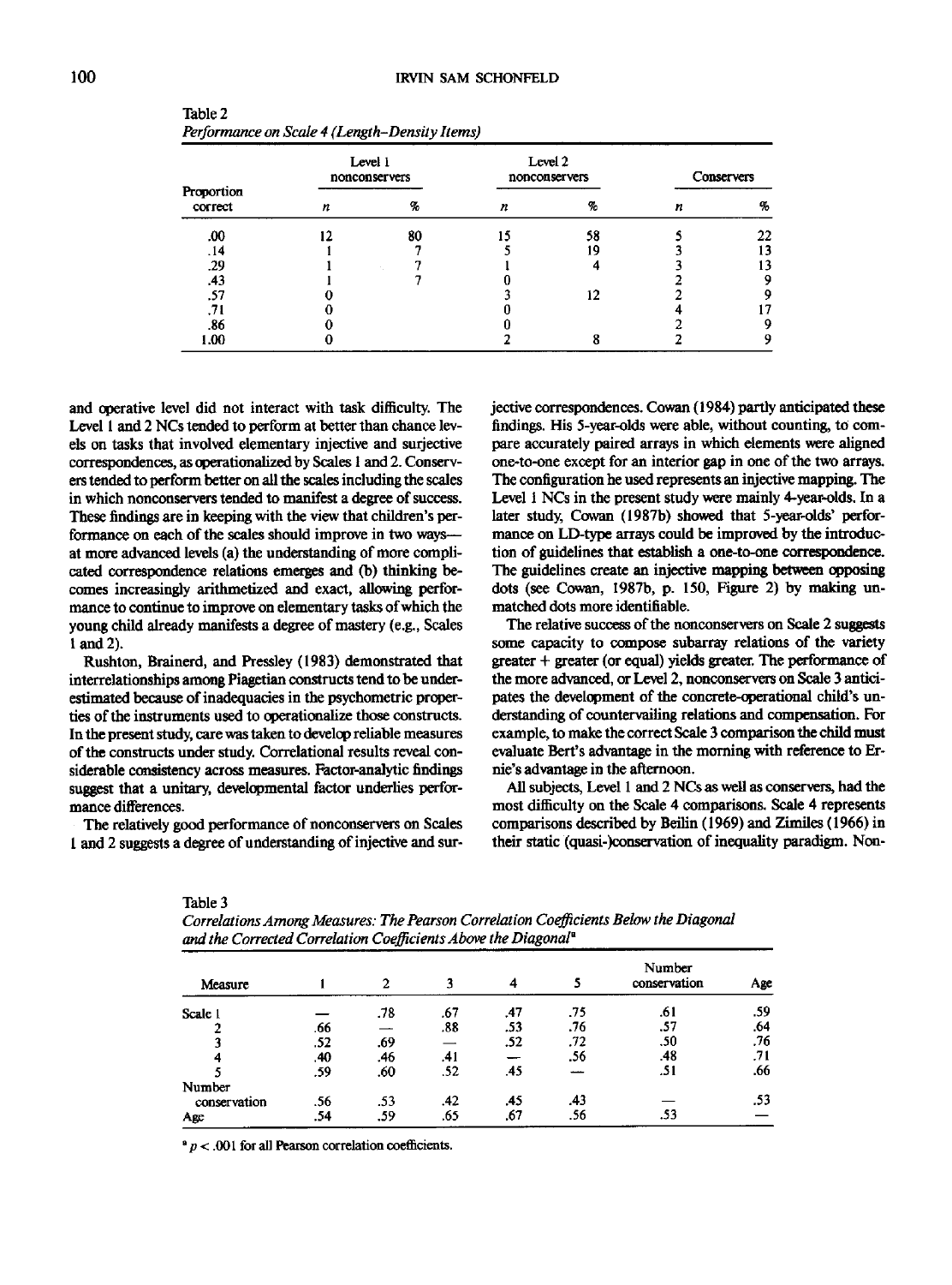Table 2
*Performance on Scale 4 (Length–Density Items)*

| Proportion correct | Level 1 nonconservers | | Level 2 nonconservers | | Conservers | |
|---|---|---|---|---|---|---|
| | *n* | % | *n* | % | *n* | % |
| .00 | 12 | 80 | 15 | 58 | 5 | 22 |
| .14 | 1 | 7 | 5 | 19 | 3 | 13 |
| .29 | 1 | 7 | 1 | 4 | 3 | 13 |
| .43 | 1 | 7 | 0 | | 2 | 9 |
| .57 | 0 | | 3 | 12 | 2 | 9 |
| .71 | 0 | | 0 | | 4 | 17 |
| .86 | 0 | | 0 | | 2 | 9 |
| 1.00 | 0 | | 2 | 8 | 2 | 9 |

and operative level did not interact with task difficulty. The Level 1 and 2 NCs tended to perform at better than chance levels on tasks that involved elementary injective and surjective correspondences, as operationalized by Scales 1 and 2. Conservers tended to perform better on all the scales including the scales in which nonconservers tended to manifest a degree of success. These findings are in keeping with the view that children's performance on each of the scales should improve in two ways—at more advanced levels (a) the understanding of more complicated correspondence relations emerges and (b) thinking becomes increasingly arithmetized and exact, allowing performance to continue to improve on elementary tasks of which the young child already manifests a degree of mastery (e.g., Scales 1 and 2).

Rushton, Brainerd, and Pressley (1983) demonstrated that interrelationships among Piagetian constructs tend to be underestimated because of inadequacies in the psychometric properties of the instruments used to operationalize those constructs. In the present study, care was taken to develop reliable measures of the constructs under study. Correlational results reveal considerable consistency across measures. Factor-analytic findings suggest that a unitary, developmental factor underlies performance differences.

The relatively good performance of nonconservers on Scales 1 and 2 suggests a degree of understanding of injective and surjective correspondences. Cowan (1984) partly anticipated these findings. His 5-year-olds were able, without counting, to compare accurately paired arrays in which elements were aligned one-to-one except for an interior gap in one of the two arrays. The configuration he used represents an injective mapping. The Level 1 NCs in the present study were mainly 4-year-olds. In a later study, Cowan (1987b) showed that 5-year-olds' performance on LD-type arrays could be improved by the introduction of guidelines that establish a one-to-one correspondence. The guidelines create an injective mapping between opposing dots (see Cowan, 1987b, p. 150, Figure 2) by making unmatched dots more identifiable.

The relative success of the nonconservers on Scale 2 suggests some capacity to compose subarray relations of the variety greater + greater (or equal) yields greater. The performance of the more advanced, or Level 2, nonconservers on Scale 3 anticipates the development of the concrete-operational child's understanding of countervailing relations and compensation. For example, to make the correct Scale 3 comparison the child must evaluate Bert's advantage in the morning with reference to Ernie's advantage in the afternoon.

All subjects, Level 1 and 2 NCs as well as conservers, had the most difficulty on the Scale 4 comparisons. Scale 4 represents comparisons described by Beilin (1969) and Zimiles (1966) in their static (quasi-)conservation of inequality paradigm. Non-

Table 3
*Correlations Among Measures: The Pearson Correlation Coefficients Below the Diagonal and the Corrected Correlation Coefficients Above the Diagonal*[a]

| Measure | 1 | 2 | 3 | 4 | 5 | Number conservation | Age |
|---|---|---|---|---|---|---|---|
| Scale 1 | — | .78 | .67 | .47 | .75 | .61 | .59 |
| 2 | .66 | — | .88 | .53 | .76 | .57 | .64 |
| 3 | .52 | .69 | — | .52 | .72 | .50 | .76 |
| 4 | .40 | .46 | .41 | — | .56 | .48 | .71 |
| 5 | .59 | .60 | .52 | .45 | — | .51 | .66 |
| Number conservation | .56 | .53 | .42 | .45 | .43 | — | .53 |
| Age | .54 | .59 | .65 | .67 | .56 | .53 | — |

[a] $p < .001$ for all Pearson correlation coefficients.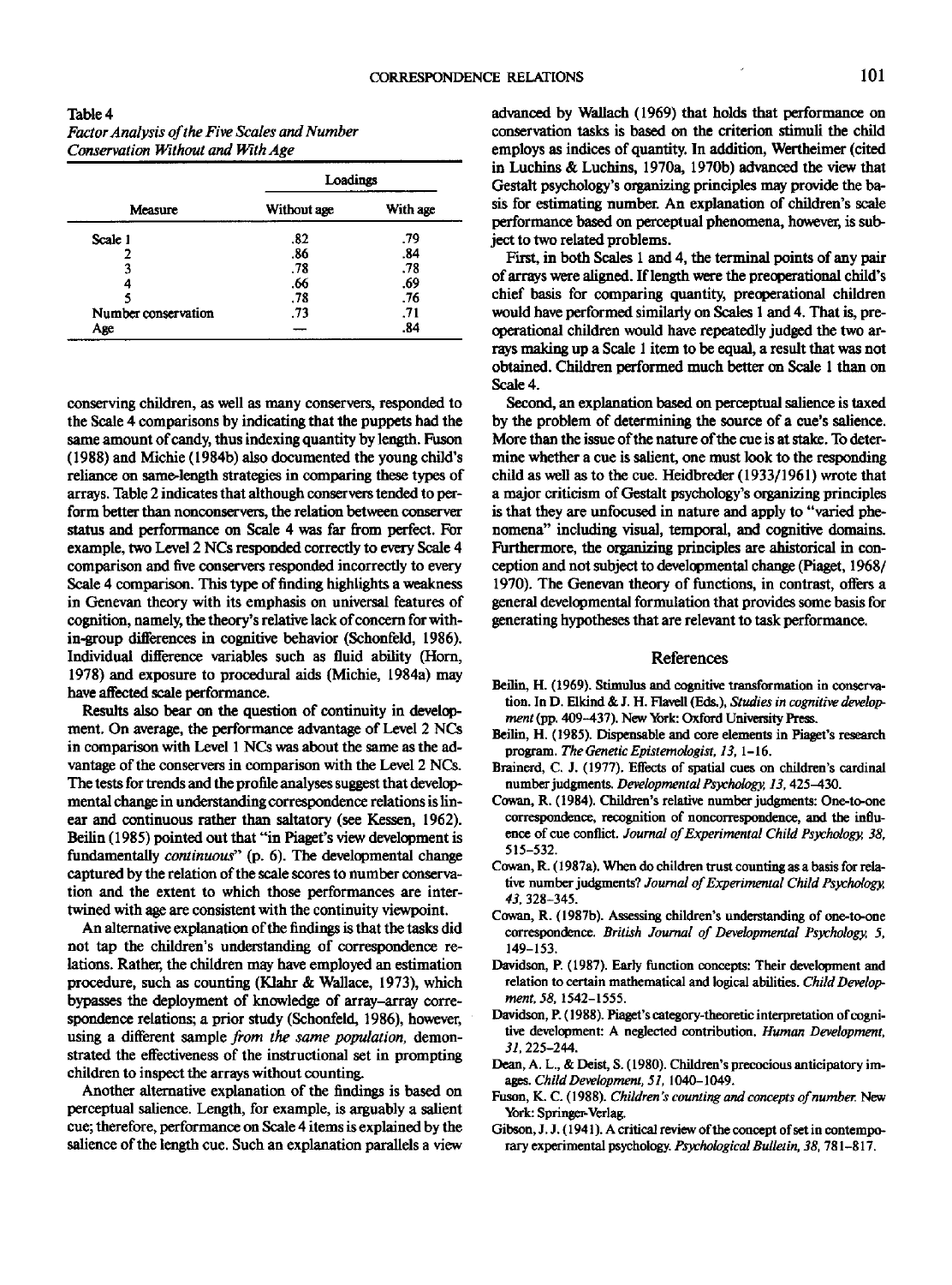Table 4
*Factor Analysis of the Five Scales and Number Conservation Without and With Age*

| Measure | Loadings | |
|---|---|---|
| | Without age | With age |
| Scale 1 | .82 | .79 |
| 2 | .86 | .84 |
| 3 | .78 | .78 |
| 4 | .66 | .69 |
| 5 | .78 | .76 |
| Number conservation | .73 | .71 |
| Age | — | .84 |

conserving children, as well as many conservers, responded to the Scale 4 comparisons by indicating that the puppets had the same amount of candy, thus indexing quantity by length. Fuson (1988) and Michie (1984b) also documented the young child's reliance on same-length strategies in comparing these types of arrays. Table 2 indicates that although conservers tended to perform better than nonconservers, the relation between conserver status and performance on Scale 4 was far from perfect. For example, two Level 2 NCs responded correctly to every Scale 4 comparison and five conservers responded incorrectly to every Scale 4 comparison. This type of finding highlights a weakness in Genevan theory with its emphasis on universal features of cognition, namely, the theory's relative lack of concern for within-group differences in cognitive behavior (Schonfeld, 1986). Individual difference variables such as fluid ability (Horn, 1978) and exposure to procedural aids (Michie, 1984a) may have affected scale performance.

Results also bear on the question of continuity in development. On average, the performance advantage of Level 2 NCs in comparison with Level 1 NCs was about the same as the advantage of the conservers in comparison with the Level 2 NCs. The tests for trends and the profile analyses suggest that developmental change in understanding correspondence relations is linear and continuous rather than saltatory (see Kessen, 1962). Beilin (1985) pointed out that "in Piaget's view development is fundamentally *continuous*" (p. 6). The developmental change captured by the relation of the scale scores to number conservation and the extent to which those performances are intertwined with age are consistent with the continuity viewpoint.

An alternative explanation of the findings is that the tasks did not tap the children's understanding of correspondence relations. Rather, the children may have employed an estimation procedure, such as counting (Klahr & Wallace, 1973), which bypasses the deployment of knowledge of array–array correspondence relations; a prior study (Schonfeld, 1986), however, using a different sample *from the same population*, demonstrated the effectiveness of the instructional set in prompting children to inspect the arrays without counting.

Another alternative explanation of the findings is based on perceptual salience. Length, for example, is arguably a salient cue; therefore, performance on Scale 4 items is explained by the salience of the length cue. Such an explanation parallels a view advanced by Wallach (1969) that holds that performance on conservation tasks is based on the criterion stimuli the child employs as indices of quantity. In addition, Wertheimer (cited in Luchins & Luchins, 1970a, 1970b) advanced the view that Gestalt psychology's organizing principles may provide the basis for estimating number. An explanation of children's scale performance based on perceptual phenomena, however, is subject to two related problems.

First, in both Scales 1 and 4, the terminal points of any pair of arrays were aligned. If length were the preoperational child's chief basis for comparing quantity, preoperational children would have performed similarly on Scales 1 and 4. That is, preoperational children would have repeatedly judged the two arrays making up a Scale 1 item to be equal, a result that was not obtained. Children performed much better on Scale 1 than on Scale 4.

Second, an explanation based on perceptual salience is taxed by the problem of determining the source of a cue's salience. More than the issue of the nature of the cue is at stake. To determine whether a cue is salient, one must look to the responding child as well as to the cue. Heidbreder (1933/1961) wrote that a major criticism of Gestalt psychology's organizing principles is that they are unfocused in nature and apply to "varied phenomena" including visual, temporal, and cognitive domains. Furthermore, the organizing principles are ahistorical in conception and not subject to developmental change (Piaget, 1968/1970). The Genevan theory of functions, in contrast, offers a general developmental formulation that provides some basis for generating hypotheses that are relevant to task performance.

## References

Beilin, H. (1969). Stimulus and cognitive transformation in conservation. In D. Elkind & J. H. Flavell (Eds.), *Studies in cognitive development* (pp. 409–437). New York: Oxford University Press.

Beilin, H. (1985). Dispensable and core elements in Piaget's research program. *The Genetic Epistemologist, 13,* 1–16.

Brainerd, C. J. (1977). Effects of spatial cues on children's cardinal number judgments. *Developmental Psychology, 13,* 425–430.

Cowan, R. (1984). Children's relative number judgments: One-to-one correspondence, recognition of noncorrespondence, and the influence of cue conflict. *Journal of Experimental Child Psychology, 38,* 515–532.

Cowan, R. (1987a). When do children trust counting as a basis for relative number judgments? *Journal of Experimental Child Psychology, 43,* 328–345.

Cowan, R. (1987b). Assessing children's understanding of one-to-one correspondence. *British Journal of Developmental Psychology, 5,* 149–153.

Davidson, P. (1987). Early function concepts: Their development and relation to certain mathematical and logical abilities. *Child Development, 58,* 1542–1555.

Davidson, P. (1988). Piaget's category-theoretic interpretation of cognitive development: A neglected contribution. *Human Development, 31,* 225–244.

Dean, A. L., & Deist, S. (1980). Children's precocious anticipatory images. *Child Development, 51,* 1040–1049.

Fuson, K. C. (1988). *Children's counting and concepts of number.* New York: Springer-Verlag.

Gibson, J. J. (1941). A critical review of the concept of set in contemporary experimental psychology. *Psychological Bulletin, 38,* 781–817.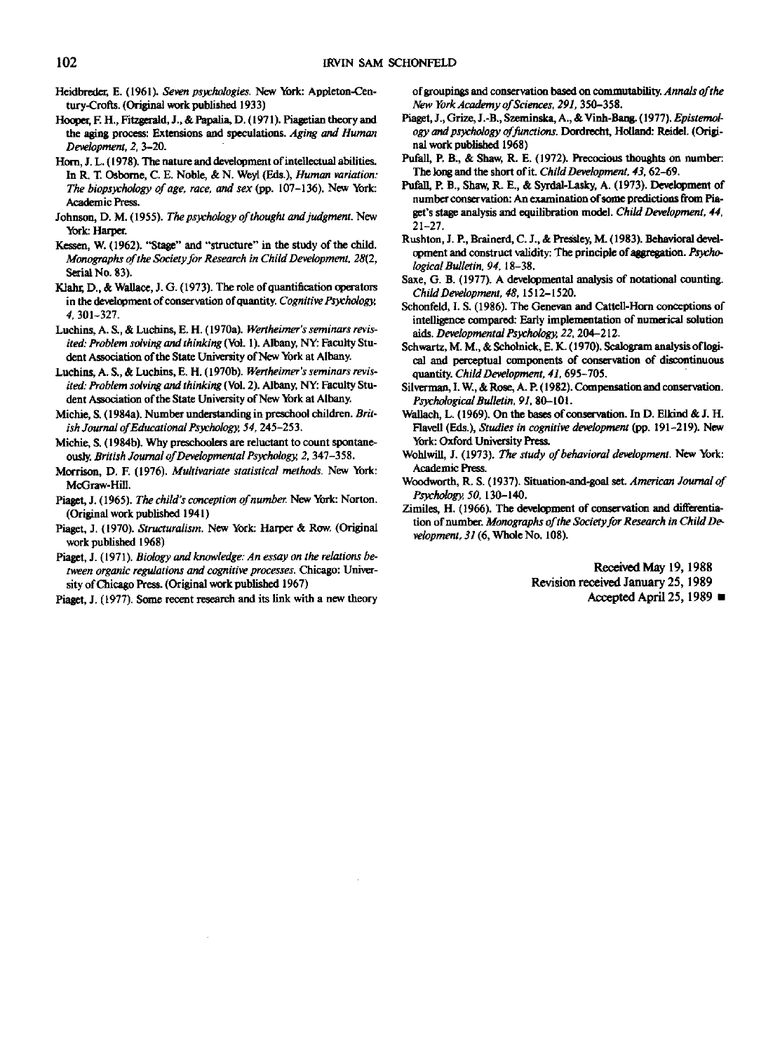Heidbreder, E. (1961). *Seven psychologies.* New York: Appleton-Century-Crofts. (Original work published 1933)

Hooper, F. H., Fitzgerald, J., & Papalia, D. (1971). Piagetian theory and the aging process: Extensions and speculations. *Aging and Human Development, 2,* 3–20.

Horn, J. L. (1978). The nature and development of intellectual abilities. In R. T. Osborne, C. E. Noble, & N. Weyl (Eds.), *Human variation: The biopsychology of age, race, and sex* (pp. 107–136). New York: Academic Press.

Johnson, D. M. (1955). *The psychology of thought and judgment.* New York: Harper.

Kessen, W. (1962). "Stage" and "structure" in the study of the child. *Monographs of the Society for Research in Child Development, 28*(2, Serial No. 83).

Klahr, D., & Wallace, J. G. (1973). The role of quantification operators in the development of conservation of quantity. *Cognitive Psychology, 4,* 301–327.

Luchins, A. S., & Luchins, E. H. (1970a). *Wertheimer's seminars revisited: Problem solving and thinking* (Vol. 1). Albany, NY: Faculty Student Association of the State University of New York at Albany.

Luchins, A. S., & Luchins, E. H. (1970b). *Wertheimer's seminars revisited: Problem solving and thinking* (Vol. 2). Albany, NY: Faculty Student Association of the State University of New York at Albany.

Michie, S. (1984a). Number understanding in preschool children. *British Journal of Educational Psychology, 54,* 245–253.

Michie, S. (1984b). Why preschoolers are reluctant to count spontaneously. *British Journal of Developmental Psychology, 2,* 347–358.

Morrison, D. F. (1976). *Multivariate statistical methods.* New York: McGraw-Hill.

Piaget, J. (1965). *The child's conception of number.* New York: Norton. (Original work published 1941)

Piaget, J. (1970). *Structuralism.* New York: Harper & Row. (Original work published 1968)

Piaget, J. (1971). *Biology and knowledge: An essay on the relations between organic regulations and cognitive processes.* Chicago: University of Chicago Press. (Original work published 1967)

Piaget, J. (1977). Some recent research and its link with a new theory of groupings and conservation based on commutability. *Annals of the New York Academy of Sciences, 291,* 350–358.

Piaget, J., Grize, J.-B., Szeminska, A., & Vinh-Bang. (1977). *Epistemology and psychology of functions.* Dordrecht, Holland: Reidel. (Original work published 1968)

Pufall, P. B., & Shaw, R. E. (1972). Precocious thoughts on number: The long and the short of it. *Child Development, 43,* 62–69.

Pufall, P. B., Shaw, R. E., & Syrdal-Lasky, A. (1973). Development of number conservation: An examination of some predictions from Piaget's stage analysis and equilibration model. *Child Development, 44,* 21–27.

Rushton, J. P., Brainerd, C. J., & Pressley, M. (1983). Behavioral development and construct validity: The principle of aggregation. *Psychological Bulletin, 94,* 18–38.

Saxe, G. B. (1977). A developmental analysis of notational counting. *Child Development, 48,* 1512–1520.

Schonfeld, I. S. (1986). The Genevan and Cattell-Horn conceptions of intelligence compared: Early implementation of numerical solution aids. *Developmental Psychology, 22,* 204–212.

Schwartz, M. M., & Scholnick, E. K. (1970). Scalogram analysis of logical and perceptual components of conservation of discontinuous quantity. *Child Development, 41,* 695–705.

Silverman, I. W., & Rose, A. P. (1982). Compensation and conservation. *Psychological Bulletin, 91,* 80–101.

Wallach, L. (1969). On the bases of conservation. In D. Elkind & J. H. Flavell (Eds.), *Studies in cognitive development* (pp. 191–219). New York: Oxford University Press.

Wohlwill, J. (1973). *The study of behavioral development.* New York: Academic Press.

Woodworth, R. S. (1937). Situation-and-goal set. *American Journal of Psychology, 50,* 130–140.

Zimiles, H. (1966). The development of conservation and differentiation of number. *Monographs of the Society for Research in Child Development, 31* (6, Whole No. 108).

Received May 19, 1988
Revision received January 25, 1989
Accepted April 25, 1989 ■